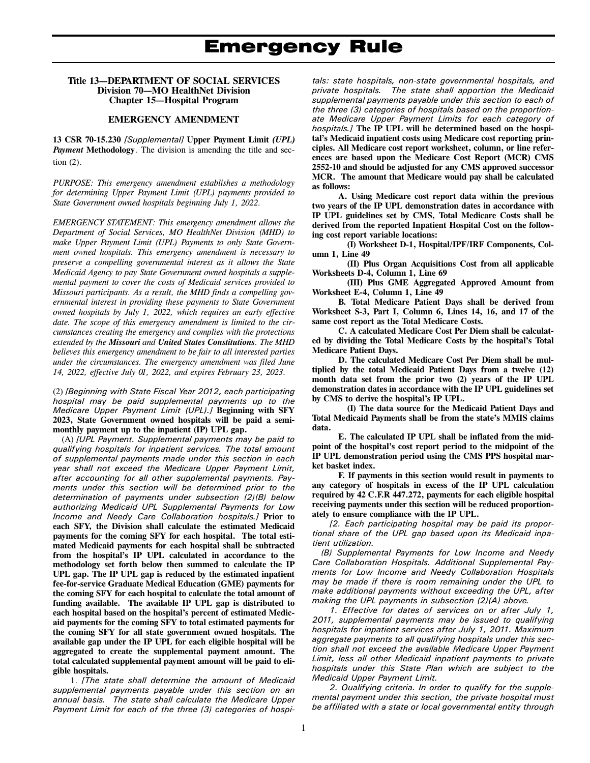# Emergency Rule

**Title 13—DEPARTMENT OF SOCIAL SERVICES**
**Division 70—MO HealthNet Division**
**Chapter 15—Hospital Program**

**EMERGENCY AMENDMENT**

**13 CSR 70-15.230** *[Supplemental]* **Upper Payment Limit** *(UPL) Payment* **Methodology**. The division is amending the title and section (2).

*PURPOSE: This emergency amendment establishes a methodology for determining Upper Payment Limit (UPL) payments provided to State Government owned hospitals beginning July 1, 2022.*

*EMERGENCY STATEMENT: This emergency amendment allows the Department of Social Services, MO HealthNet Division (MHD) to make Upper Payment Limit (UPL) Payments to only State Government owned hospitals. This emergency amendment is necessary to preserve a compelling governmental interest as it allows the State Medicaid Agency to pay State Government owned hospitals a supplemental payment to cover the costs of Medicaid services provided to Missouri participants. As a result, the MHD finds a compelling governmental interest in providing these payments to State Government owned hospitals by July 1, 2022, which requires an early effective date. The scope of this emergency amendment is limited to the circumstances creating the emergency and complies with the protections extended by the* ***Missouri*** *and* ***United States Constitutions****. The MHD believes this emergency amendment to be fair to all interested parties under the circumstances. The emergency amendment was filed June 14, 2022, effective July 01, 2022, and expires February 23, 2023.*

(2) *[Beginning with State Fiscal Year 2012, each participating hospital may be paid supplemental payments up to the Medicare Upper Payment Limit (UPL).]* **Beginning with SFY 2023, State Government owned hospitals will be paid a semi-monthly payment up to the inpatient (IP) UPL gap.**

(A) *[UPL Payment. Supplemental payments may be paid to qualifying hospitals for inpatient services. The total amount of supplemental payments made under this section in each year shall not exceed the Medicare Upper Payment Limit, after accounting for all other supplemental payments. Payments under this section will be determined prior to the determination of payments under subsection (2)(B) below authorizing Medicaid UPL Supplemental Payments for Low Income and Needy Care Collaboration hospitals.]* **Prior to each SFY, the Division shall calculate the estimated Medicaid payments for the coming SFY for each hospital. The total estimated Medicaid payments for each hospital shall be subtracted from the hospital's IP UPL calculated in accordance to the methodology set forth below then summed to calculate the IP UPL gap. The IP UPL gap is reduced by the estimated inpatient fee-for-service Graduate Medical Education (GME) payments for the coming SFY for each hospital to calculate the total amount of funding available. The available IP UPL gap is distributed to each hospital based on the hospital's percent of estimated Medicaid payments for the coming SFY to total estimated payments for the coming SFY for all state government owned hospitals. The available gap under the IP UPL for each eligible hospital will be aggregated to create the supplemental payment amount. The total calculated supplemental payment amount will be paid to eligible hospitals.**

1. *[The state shall determine the amount of Medicaid supplemental payments payable under this section on an annual basis. The state shall calculate the Medicare Upper Payment Limit for each of the three (3) categories of hospitals: state hospitals, non-state governmental hospitals, and private hospitals. The state shall apportion the Medicaid supplemental payments payable under this section to each of the three (3) categories of hospitals based on the proportionate Medicare Upper Payment Limits for each category of hospitals.]* **The IP UPL will be determined based on the hospital's Medicaid inpatient costs using Medicare cost reporting principles. All Medicare cost report worksheet, column, or line references are based upon the Medicare Cost Report (MCR) CMS 2552-10 and should be adjusted for any CMS approved successor MCR. The amount that Medicare would pay shall be calculated as follows:**

**A. Using Medicare cost report data within the previous two years of the IP UPL demonstration dates in accordance with IP UPL guidelines set by CMS, Total Medicare Costs shall be derived from the reported Inpatient Hospital Cost on the following cost report variable locations:**

**(I) Worksheet D-1, Hospital/IPF/IRF Components, Column 1, Line 49**

**(II) Plus Organ Acquisitions Cost from all applicable Worksheets D-4, Column 1, Line 69**

**(III) Plus GME Aggregated Approved Amount from Worksheet E-4, Column 1, Line 49**

**B. Total Medicare Patient Days shall be derived from Worksheet S-3, Part I, Column 6, Lines 14, 16, and 17 of the same cost report as the Total Medicare Costs.**

**C. A calculated Medicare Cost Per Diem shall be calculated by dividing the Total Medicare Costs by the hospital's Total Medicare Patient Days.**

**D. The calculated Medicare Cost Per Diem shall be multiplied by the total Medicaid Patient Days from a twelve (12) month data set from the prior two (2) years of the IP UPL demonstration dates in accordance with the IP UPL guidelines set by CMS to derive the hospital's IP UPL.**

**(I) The data source for the Medicaid Patient Days and Total Medicaid Payments shall be from the state's MMIS claims data.**

**E. The calculated IP UPL shall be inflated from the midpoint of the hospital's cost report period to the midpoint of the IP UPL demonstration period using the CMS PPS hospital market basket index.**

**F. If payments in this section would result in payments to any category of hospitals in excess of the IP UPL calculation required by 42 C.F.R 447.272, payments for each eligible hospital receiving payments under this section will be reduced proportionately to ensure compliance with the IP UPL.**

*[2. Each participating hospital may be paid its proportional share of the UPL gap based upon its Medicaid inpatient utilization.*

*(B) Supplemental Payments for Low Income and Needy Care Collaboration Hospitals. Additional Supplemental Payments for Low Income and Needy Collaboration Hospitals may be made if there is room remaining under the UPL to make additional payments without exceeding the UPL, after making the UPL payments in subsection (2)(A) above.*

*1. Effective for dates of services on or after July 1, 2011, supplemental payments may be issued to qualifying hospitals for inpatient services after July 1, 2011. Maximum aggregate payments to all qualifying hospitals under this section shall not exceed the available Medicare Upper Payment Limit, less all other Medicaid inpatient payments to private hospitals under this State Plan which are subject to the Medicaid Upper Payment Limit.*

*2. Qualifying criteria. In order to qualify for the supplemental payment under this section, the private hospital must be affiliated with a state or local governmental entity through*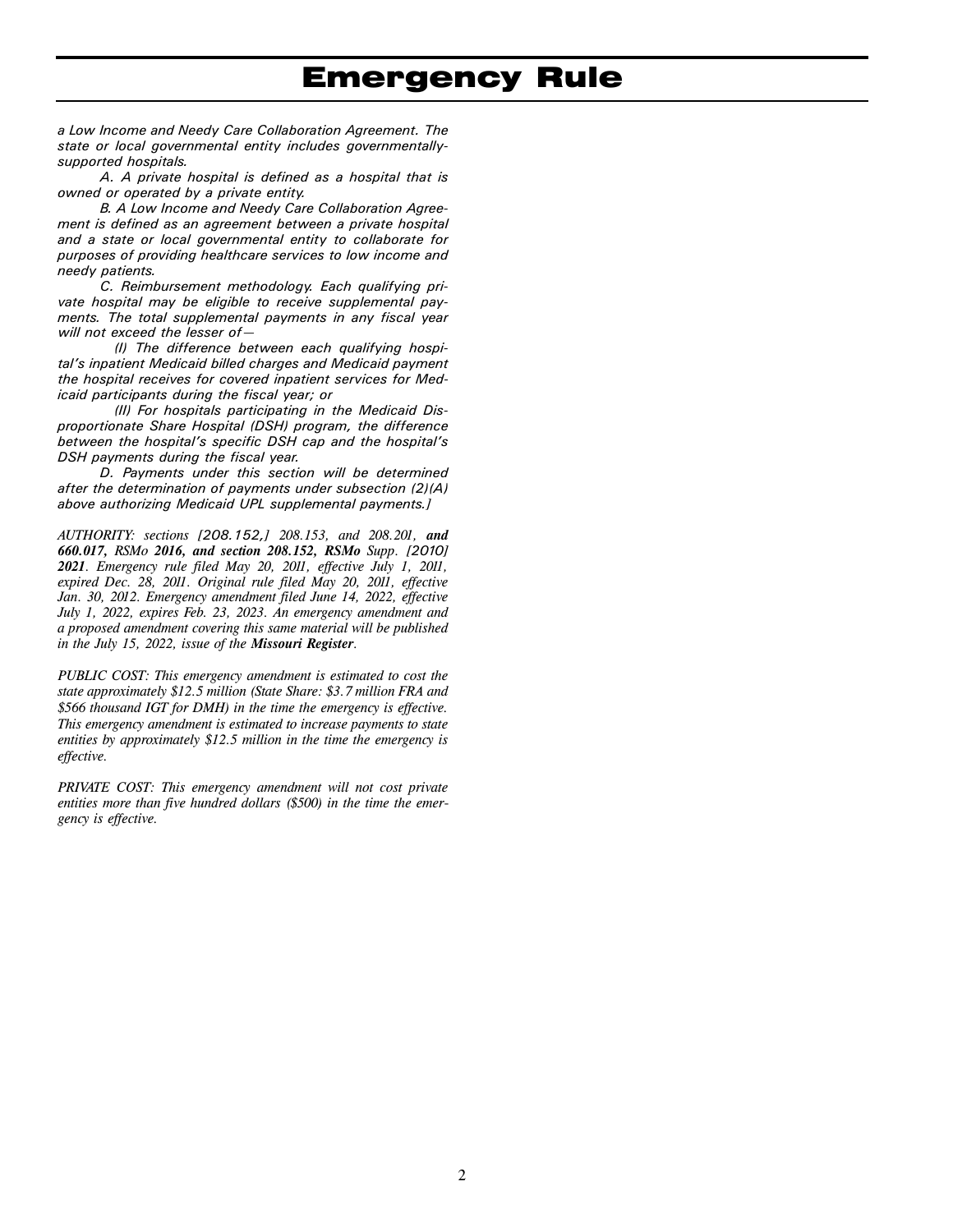*a Low Income and Needy Care Collaboration Agreement. The state or local governmental entity includes governmentally-supported hospitals.*

*A. A private hospital is defined as a hospital that is owned or operated by a private entity.*

*B. A Low Income and Needy Care Collaboration Agreement is defined as an agreement between a private hospital and a state or local governmental entity to collaborate for purposes of providing healthcare services to low income and needy patients.*

*C. Reimbursement methodology. Each qualifying private hospital may be eligible to receive supplemental payments. The total supplemental payments in any fiscal year will not exceed the lesser of—*

*(I) The difference between each qualifying hospital's inpatient Medicaid billed charges and Medicaid payment the hospital receives for covered inpatient services for Medicaid participants during the fiscal year; or*

*(II) For hospitals participating in the Medicaid Disproportionate Share Hospital (DSH) program, the difference between the hospital's specific DSH cap and the hospital's DSH payments during the fiscal year.*

*D. Payments under this section will be determined after the determination of payments under subsection (2)(A) above authorizing Medicaid UPL supplemental payments.]*

*AUTHORITY: sections [208.152,] 208.153, and 208.201,* ***and 660.017,*** *RSMo* ***2016, and section 208.152, RSMo*** *Supp. [2010]* ***2021****. Emergency rule filed May 20, 2011, effective July 1, 2011, expired Dec. 28, 2011. Original rule filed May 20, 2011, effective Jan. 30, 2012. Emergency amendment filed June 14, 2022, effective July 1, 2022, expires Feb. 23, 2023. An emergency amendment and a proposed amendment covering this same material will be published in the July 15, 2022, issue of the* ***Missouri Register****.*

*PUBLIC COST: This emergency amendment is estimated to cost the state approximately $12.5 million (State Share: $3.7 million FRA and $566 thousand IGT for DMH) in the time the emergency is effective. This emergency amendment is estimated to increase payments to state entities by approximately $12.5 million in the time the emergency is effective.*

*PRIVATE COST: This emergency amendment will not cost private entities more than five hundred dollars ($500) in the time the emergency is effective.*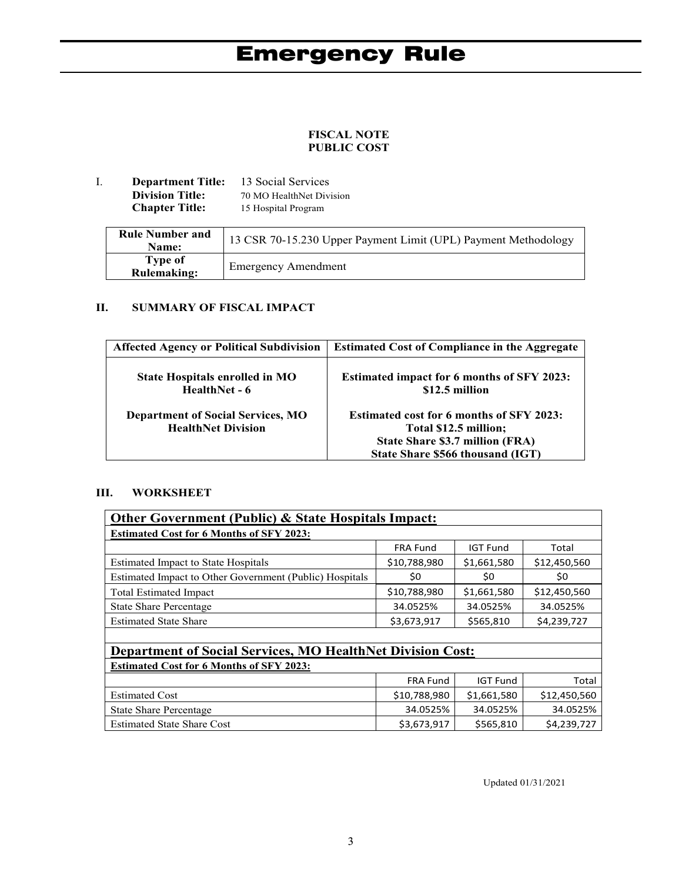# Emergency Rule

**FISCAL NOTE**
**PUBLIC COST**

I. **Department Title:** 13 Social Services
**Division Title:** 70 MO HealthNet Division
**Chapter Title:** 15 Hospital Program

| **Rule Number and Name:** | 13 CSR 70-15.230 Upper Payment Limit (UPL) Payment Methodology |
|---|---|
| **Type of Rulemaking:** | Emergency Amendment |

## II. SUMMARY OF FISCAL IMPACT

| **Affected Agency or Political Subdivision** | **Estimated Cost of Compliance in the Aggregate** |
|---|---|
| **State Hospitals enrolled in MO HealthNet - 6** | **Estimated impact for 6 months of SFY 2023: $12.5 million** |
| **Department of Social Services, MO HealthNet Division** | **Estimated cost for 6 months of SFY 2023: Total $12.5 million; State Share $3.7 million (FRA) State Share $566 thousand (IGT)** |

## III. WORKSHEET

| **Other Government (Public) & State Hospitals Impact:** | | | |
|---|---|---|---|
| **Estimated Cost for 6 Months of SFY 2023:** | | | |
| | FRA Fund | IGT Fund | Total |
| Estimated Impact to State Hospitals | $10,788,980 | $1,661,580 | $12,450,560 |
| Estimated Impact to Other Government (Public) Hospitals | $0 | $0 | $0 |
| Total Estimated Impact | $10,788,980 | $1,661,580 | $12,450,560 |
| State Share Percentage | 34.0525% | 34.0525% | 34.0525% |
| Estimated State Share | $3,673,917 | $565,810 | $4,239,727 |

| **Department of Social Services, MO HealthNet Division Cost:** | | | |
|---|---|---|---|
| **Estimated Cost for 6 Months of SFY 2023:** | | | |
| | FRA Fund | IGT Fund | Total |
| Estimated Cost | $10,788,980 | $1,661,580 | $12,450,560 |
| State Share Percentage | 34.0525% | 34.0525% | 34.0525% |
| Estimated State Share Cost | $3,673,917 | $565,810 | $4,239,727 |

Updated 01/31/2021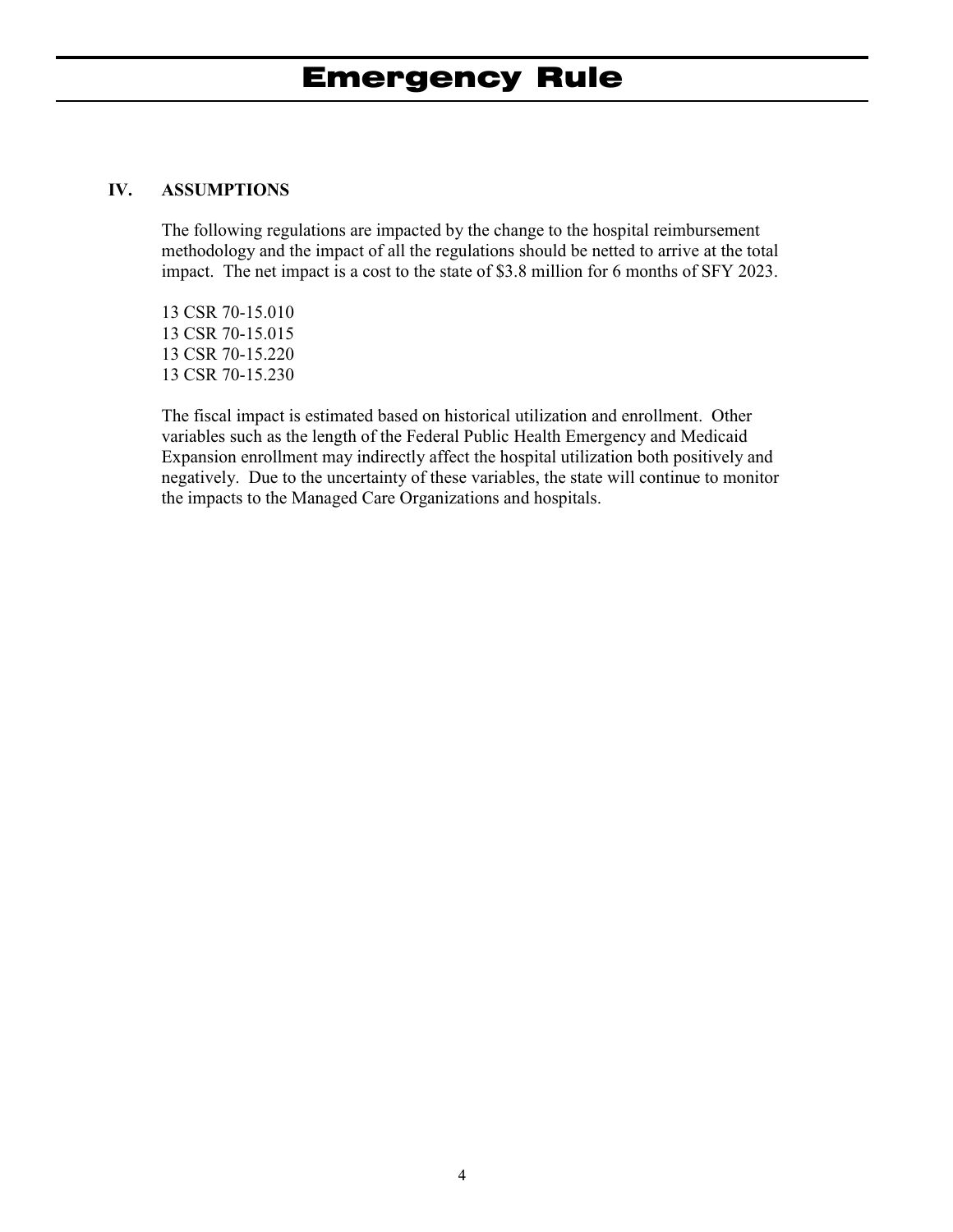# Emergency Rule

## IV. ASSUMPTIONS

The following regulations are impacted by the change to the hospital reimbursement methodology and the impact of all the regulations should be netted to arrive at the total impact. The net impact is a cost to the state of $3.8 million for 6 months of SFY 2023.

13 CSR 70-15.010
13 CSR 70-15.015
13 CSR 70-15.220
13 CSR 70-15.230

The fiscal impact is estimated based on historical utilization and enrollment. Other variables such as the length of the Federal Public Health Emergency and Medicaid Expansion enrollment may indirectly affect the hospital utilization both positively and negatively. Due to the uncertainty of these variables, the state will continue to monitor the impacts to the Managed Care Organizations and hospitals.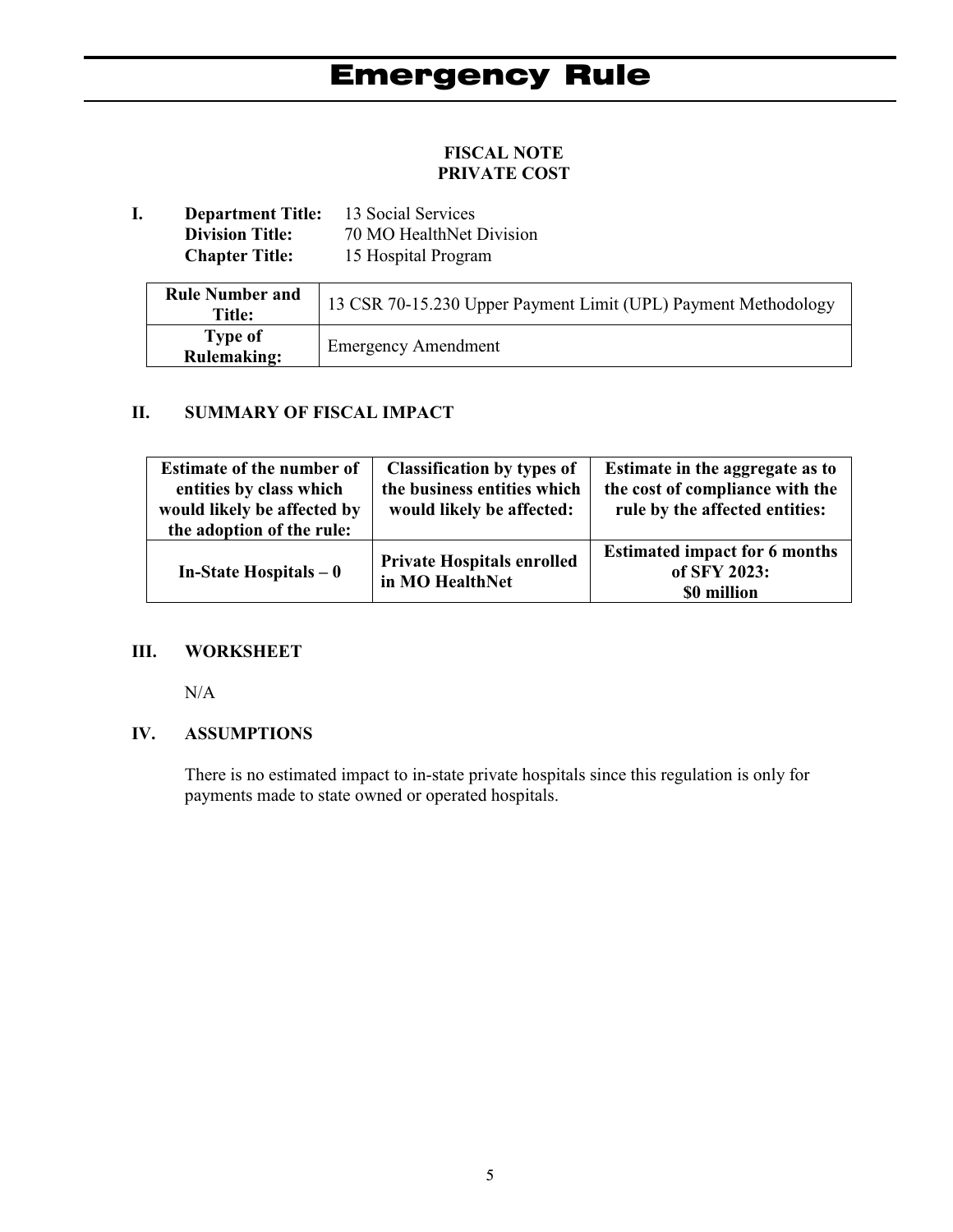# Emergency Rule

**FISCAL NOTE**
**PRIVATE COST**

**I. Department Title:** 13 Social Services
**Division Title:** 70 MO HealthNet Division
**Chapter Title:** 15 Hospital Program

| | |
|---|---|
| **Rule Number and Title:** | 13 CSR 70-15.230 Upper Payment Limit (UPL) Payment Methodology |
| **Type of Rulemaking:** | Emergency Amendment |

## II. SUMMARY OF FISCAL IMPACT

| Estimate of the number of entities by class which would likely be affected by the adoption of the rule: | Classification by types of the business entities which would likely be affected: | Estimate in the aggregate as to the cost of compliance with the rule by the affected entities: |
|---|---|---|
| **In-State Hospitals – 0** | **Private Hospitals enrolled in MO HealthNet** | **Estimated impact for 6 months of SFY 2023: $0 million** |

## III. WORKSHEET

N/A

## IV. ASSUMPTIONS

There is no estimated impact to in-state private hospitals since this regulation is only for payments made to state owned or operated hospitals.